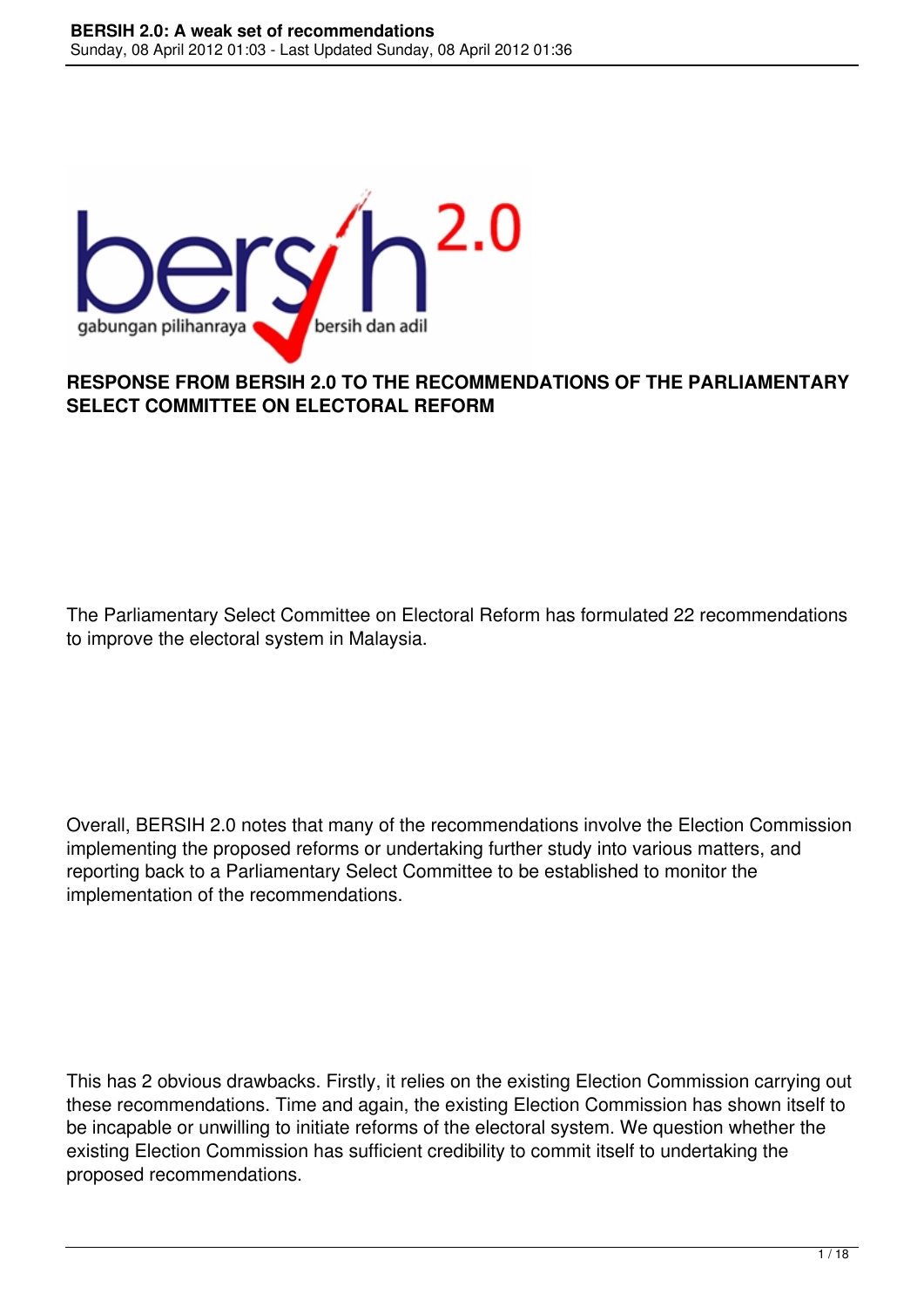**RESPONSE FROM BERSIH 2.0 TO THE RECOMMENDATIONS OF THE PARLIAMENTARY SELECT COMMITTEE ON ELECTORAL REFORM**

The Parliamentary Select Committee on Electoral Reform has formulated 22 recommendations to improve the electoral system in Malaysia.

Overall, BERSIH 2.0 notes that many of the recommendations involve the Election Commission implementing the proposed reforms or undertaking further study into various matters, and reporting back to a Parliamentary Select Committee to be established to monitor the implementation of the recommendations.

This has 2 obvious drawbacks. Firstly, it relies on the existing Election Commission carrying out these recommendations. Time and again, the existing Election Commission has shown itself to be incapable or unwilling to initiate reforms of the electoral system. We question whether the existing Election Commission has sufficient credibility to commit itself to undertaking the proposed recommendations.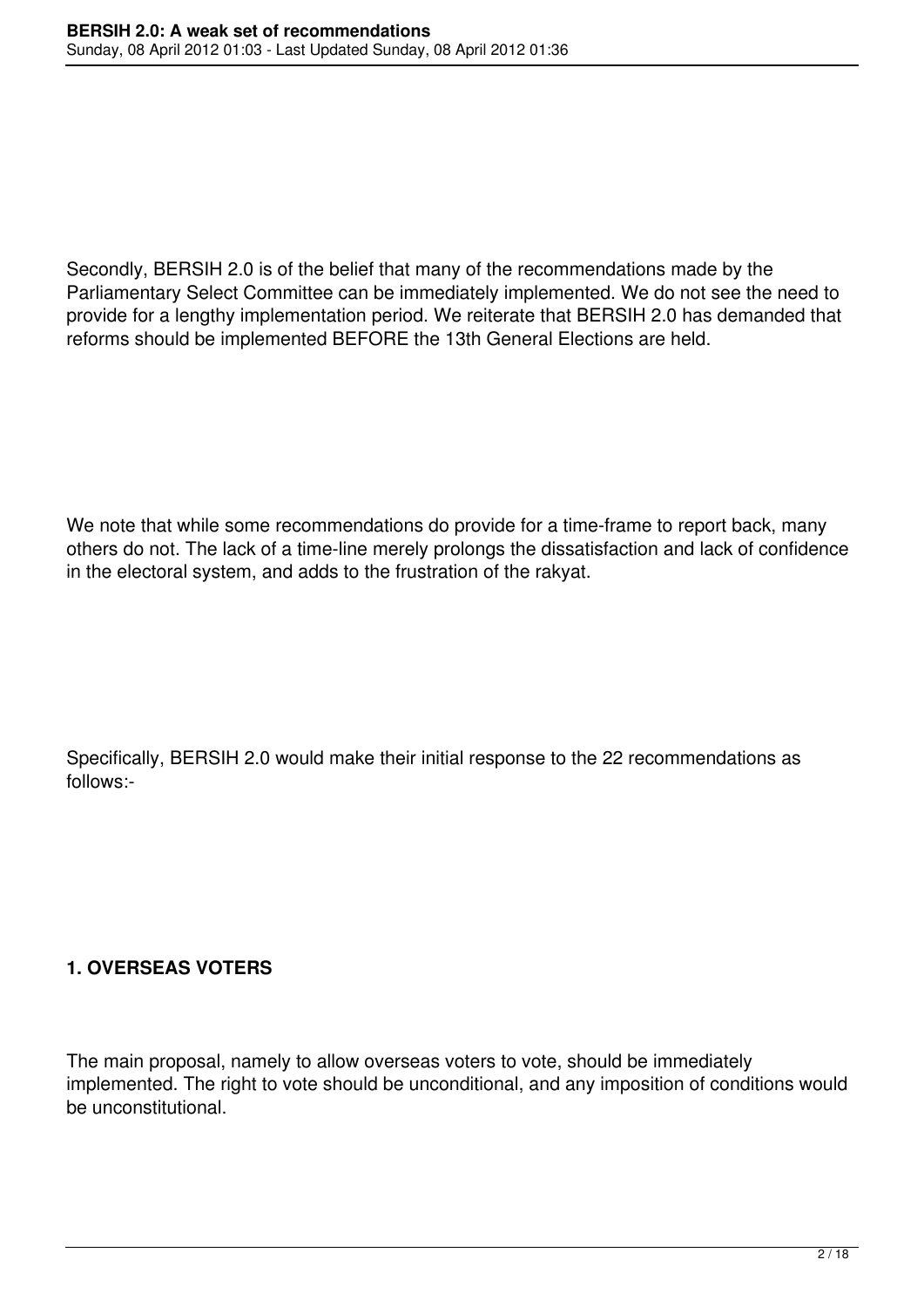Secondly, BERSIH 2.0 is of the belief that many of the recommendations made by the Parliamentary Select Committee can be immediately implemented. We do not see the need to provide for a lengthy implementation period. We reiterate that BERSIH 2.0 has demanded that reforms should be implemented BEFORE the 13th General Elections are held.

We note that while some recommendations do provide for a time-frame to report back, many others do not. The lack of a time-line merely prolongs the dissatisfaction and lack of confidence in the electoral system, and adds to the frustration of the rakyat.

Specifically, BERSIH 2.0 would make their initial response to the 22 recommendations as follows:-

**1. OVERSEAS VOTERS**

The main proposal, namely to allow overseas voters to vote, should be immediately implemented. The right to vote should be unconditional, and any imposition of conditions would be unconstitutional.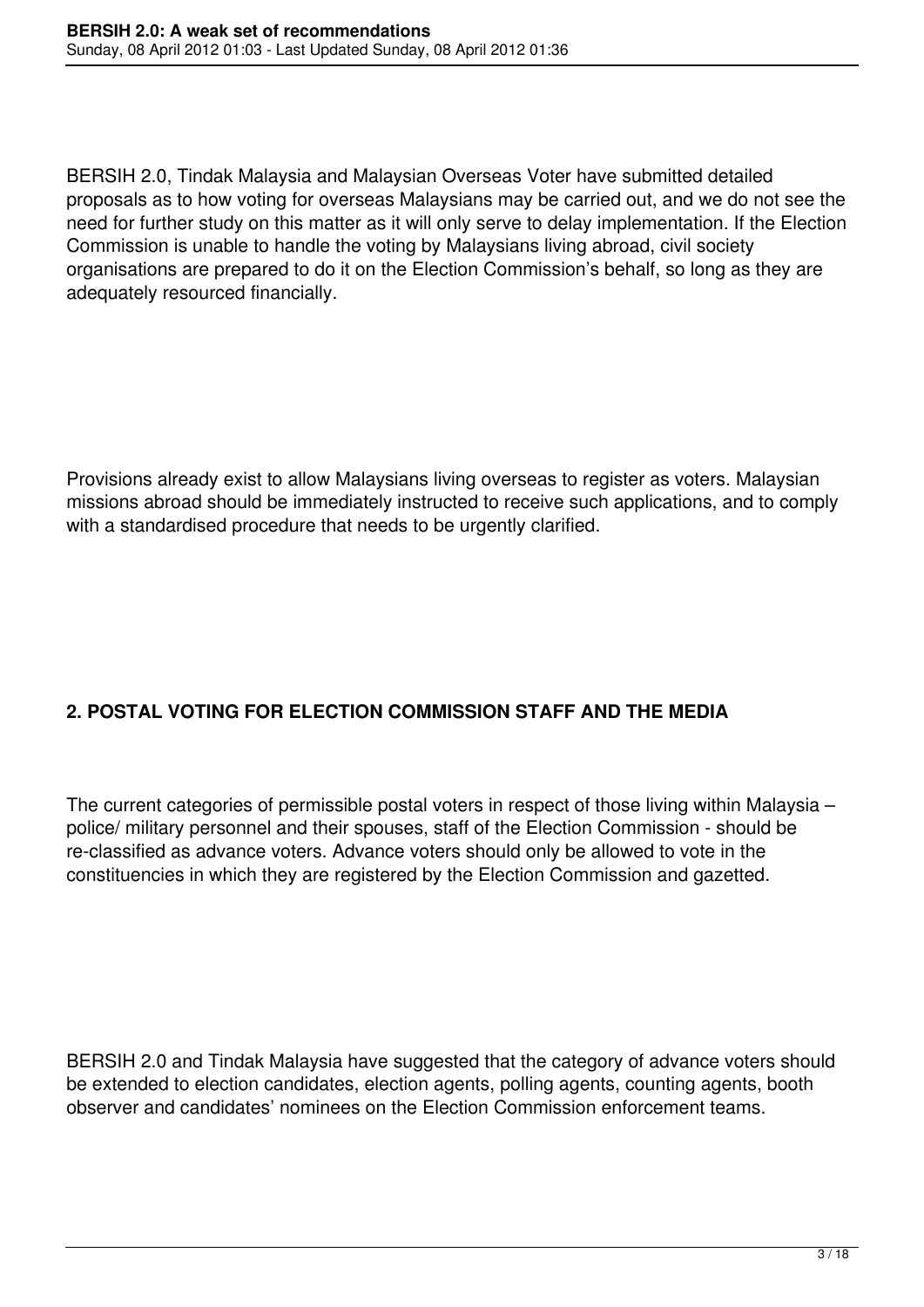BERSIH 2.0, Tindak Malaysia and Malaysian Overseas Voter have submitted detailed proposals as to how voting for overseas Malaysians may be carried out, and we do not see the need for further study on this matter as it will only serve to delay implementation. If the Election Commission is unable to handle the voting by Malaysians living abroad, civil society organisations are prepared to do it on the Election Commission's behalf, so long as they are adequately resourced financially.

Provisions already exist to allow Malaysians living overseas to register as voters. Malaysian missions abroad should be immediately instructed to receive such applications, and to comply with a standardised procedure that needs to be urgently clarified.

**2. POSTAL VOTING FOR ELECTION COMMISSION STAFF AND THE MEDIA**

The current categories of permissible postal voters in respect of those living within Malaysia – police/ military personnel and their spouses, staff of the Election Commission - should be re-classified as advance voters. Advance voters should only be allowed to vote in the constituencies in which they are registered by the Election Commission and gazetted.

BERSIH 2.0 and Tindak Malaysia have suggested that the category of advance voters should be extended to election candidates, election agents, polling agents, counting agents, booth observer and candidates' nominees on the Election Commission enforcement teams.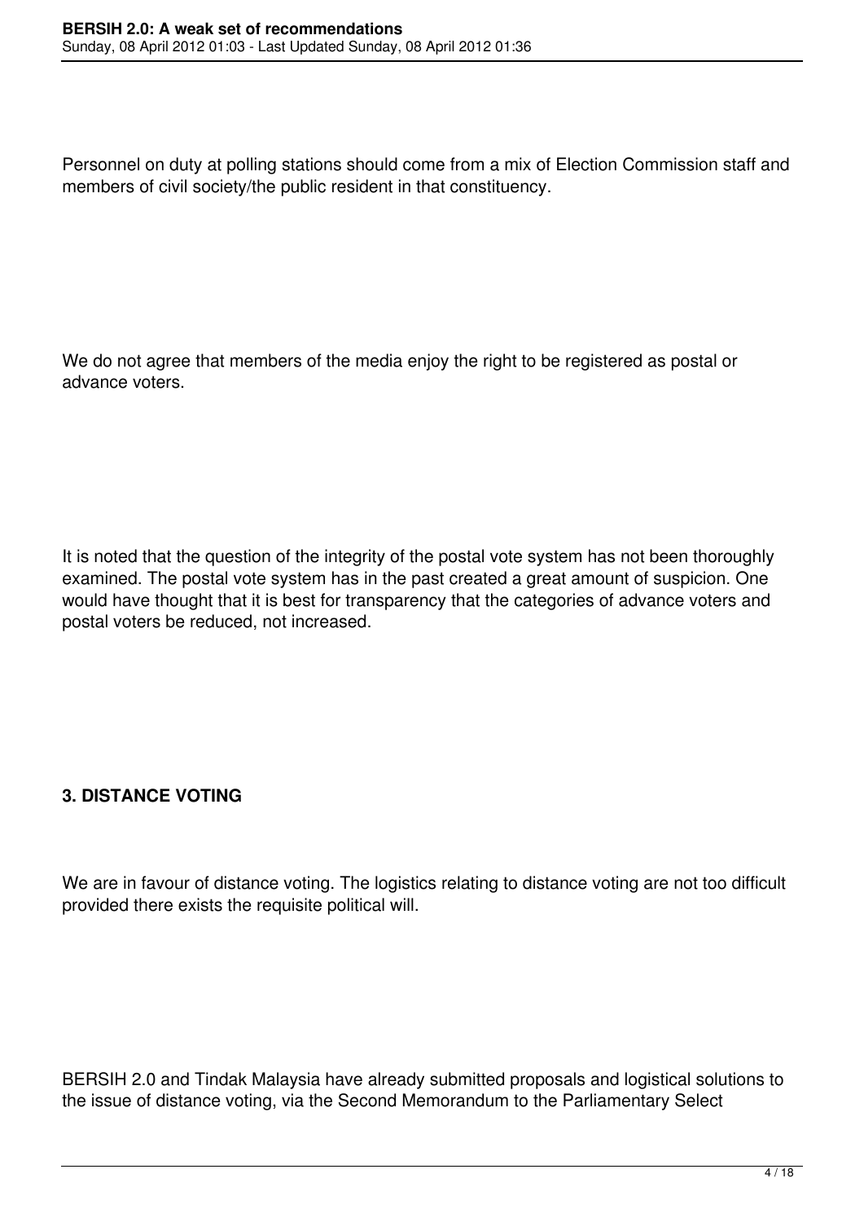Personnel on duty at polling stations should come from a mix of Election Commission staff and members of civil society/the public resident in that constituency.

We do not agree that members of the media enjoy the right to be registered as postal or advance voters.

It is noted that the question of the integrity of the postal vote system has not been thoroughly examined. The postal vote system has in the past created a great amount of suspicion. One would have thought that it is best for transparency that the categories of advance voters and postal voters be reduced, not increased.

**3. DISTANCE VOTING**

We are in favour of distance voting. The logistics relating to distance voting are not too difficult provided there exists the requisite political will.

BERSIH 2.0 and Tindak Malaysia have already submitted proposals and logistical solutions to the issue of distance voting, via the Second Memorandum to the Parliamentary Select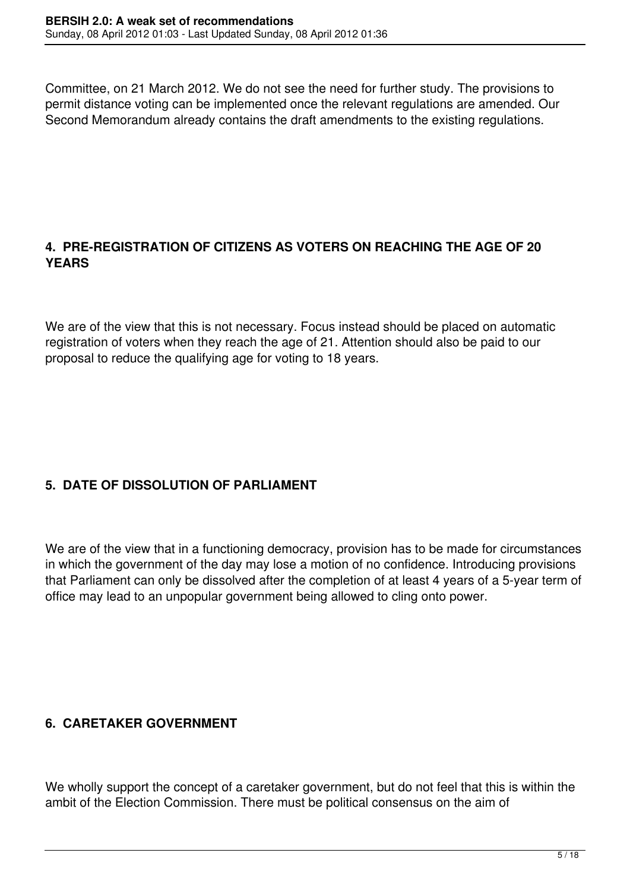Committee, on 21 March 2012. We do not see the need for further study. The provisions to permit distance voting can be implemented once the relevant regulations are amended. Our Second Memorandum already contains the draft amendments to the existing regulations.

## 4. PRE-REGISTRATION OF CITIZENS AS VOTERS ON REACHING THE AGE OF 20 YEARS

We are of the view that this is not necessary. Focus instead should be placed on automatic registration of voters when they reach the age of 21. Attention should also be paid to our proposal to reduce the qualifying age for voting to 18 years.

## 5. DATE OF DISSOLUTION OF PARLIAMENT

We are of the view that in a functioning democracy, provision has to be made for circumstances in which the government of the day may lose a motion of no confidence. Introducing provisions that Parliament can only be dissolved after the completion of at least 4 years of a 5-year term of office may lead to an unpopular government being allowed to cling onto power.

## 6. CARETAKER GOVERNMENT

We wholly support the concept of a caretaker government, but do not feel that this is within the ambit of the Election Commission. There must be political consensus on the aim of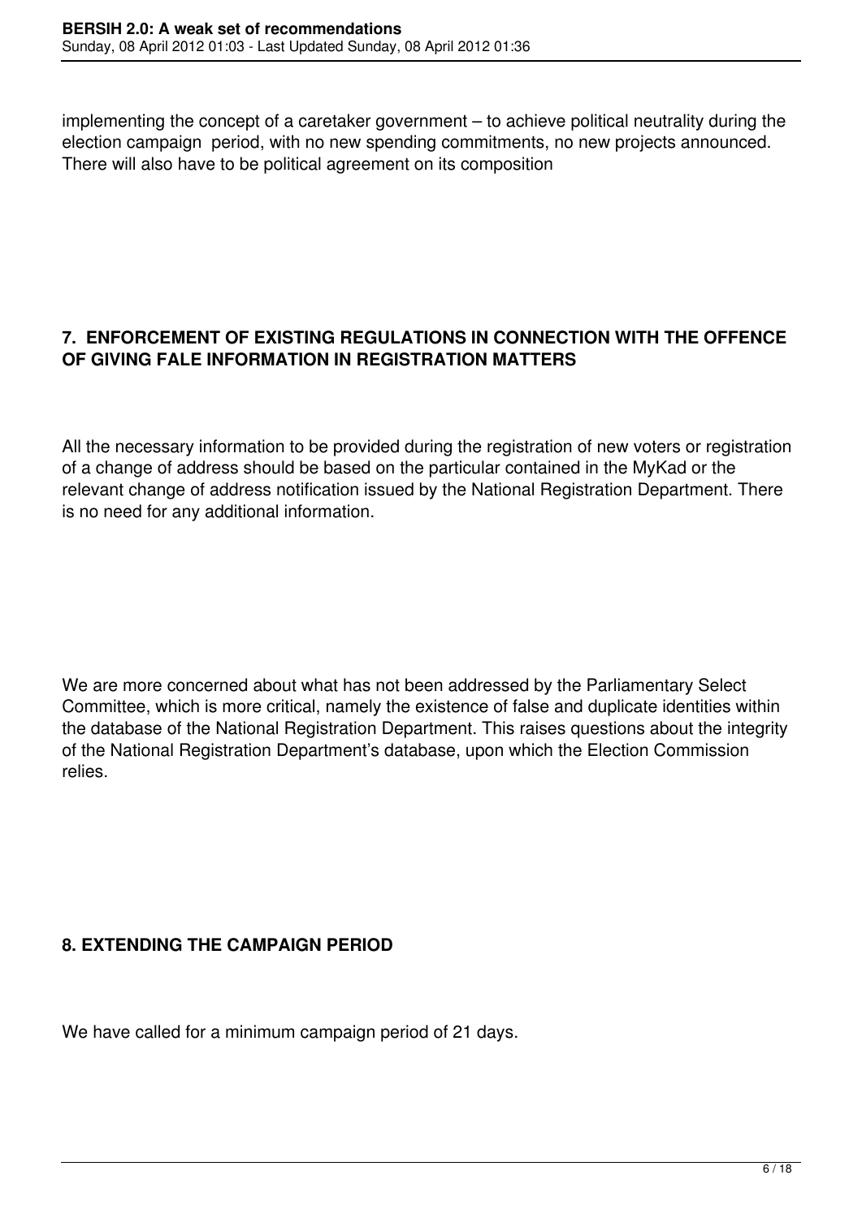implementing the concept of a caretaker government – to achieve political neutrality during the election campaign period, with no new spending commitments, no new projects announced. There will also have to be political agreement on its composition

## 7. ENFORCEMENT OF EXISTING REGULATIONS IN CONNECTION WITH THE OFFENCE OF GIVING FALE INFORMATION IN REGISTRATION MATTERS

All the necessary information to be provided during the registration of new voters or registration of a change of address should be based on the particular contained in the MyKad or the relevant change of address notification issued by the National Registration Department. There is no need for any additional information.

We are more concerned about what has not been addressed by the Parliamentary Select Committee, which is more critical, namely the existence of false and duplicate identities within the database of the National Registration Department. This raises questions about the integrity of the National Registration Department's database, upon which the Election Commission relies.

## 8. EXTENDING THE CAMPAIGN PERIOD

We have called for a minimum campaign period of 21 days.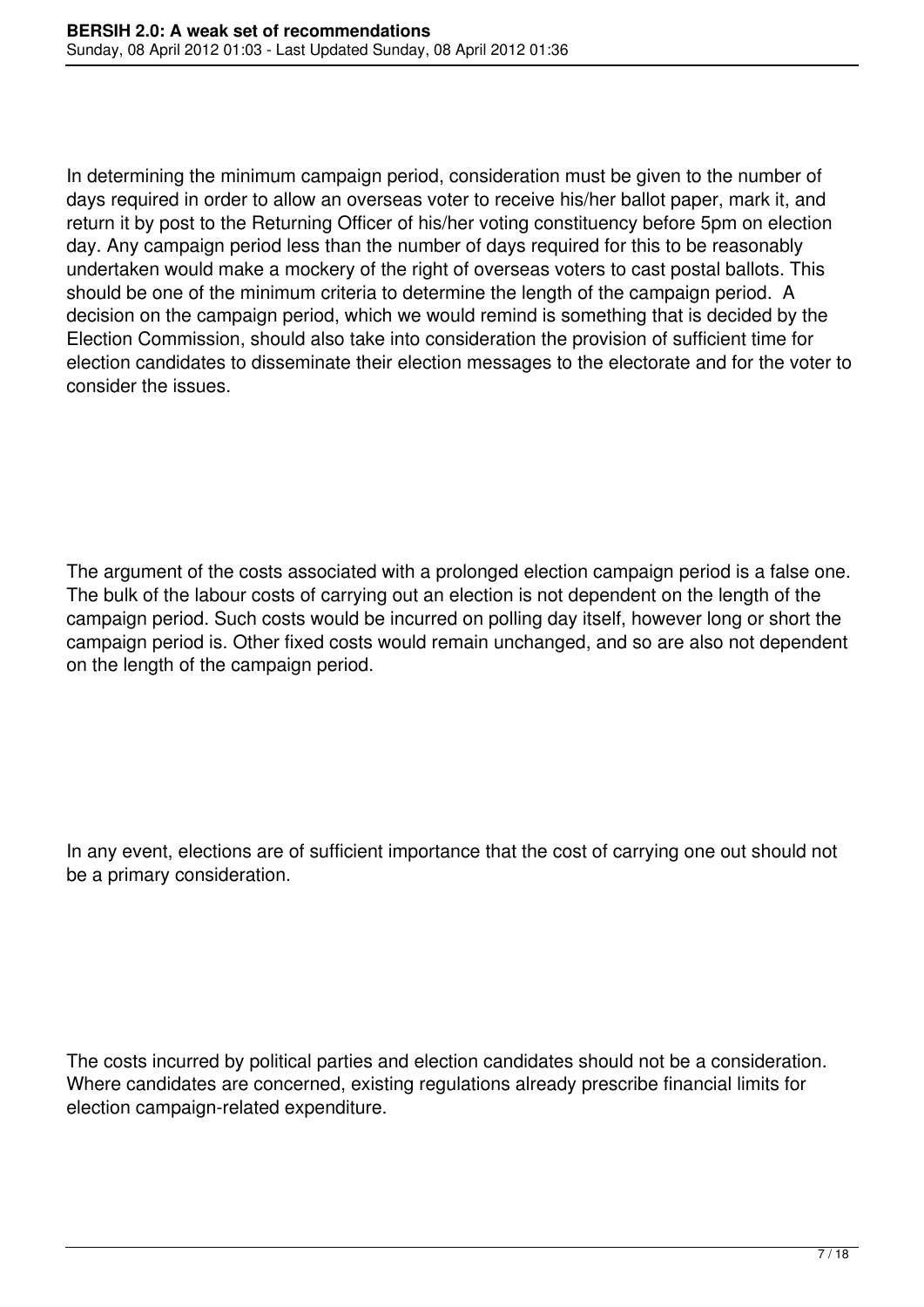In determining the minimum campaign period, consideration must be given to the number of days required in order to allow an overseas voter to receive his/her ballot paper, mark it, and return it by post to the Returning Officer of his/her voting constituency before 5pm on election day. Any campaign period less than the number of days required for this to be reasonably undertaken would make a mockery of the right of overseas voters to cast postal ballots. This should be one of the minimum criteria to determine the length of the campaign period. A decision on the campaign period, which we would remind is something that is decided by the Election Commission, should also take into consideration the provision of sufficient time for election candidates to disseminate their election messages to the electorate and for the voter to consider the issues.

The argument of the costs associated with a prolonged election campaign period is a false one. The bulk of the labour costs of carrying out an election is not dependent on the length of the campaign period. Such costs would be incurred on polling day itself, however long or short the campaign period is. Other fixed costs would remain unchanged, and so are also not dependent on the length of the campaign period.

In any event, elections are of sufficient importance that the cost of carrying one out should not be a primary consideration.

The costs incurred by political parties and election candidates should not be a consideration. Where candidates are concerned, existing regulations already prescribe financial limits for election campaign-related expenditure.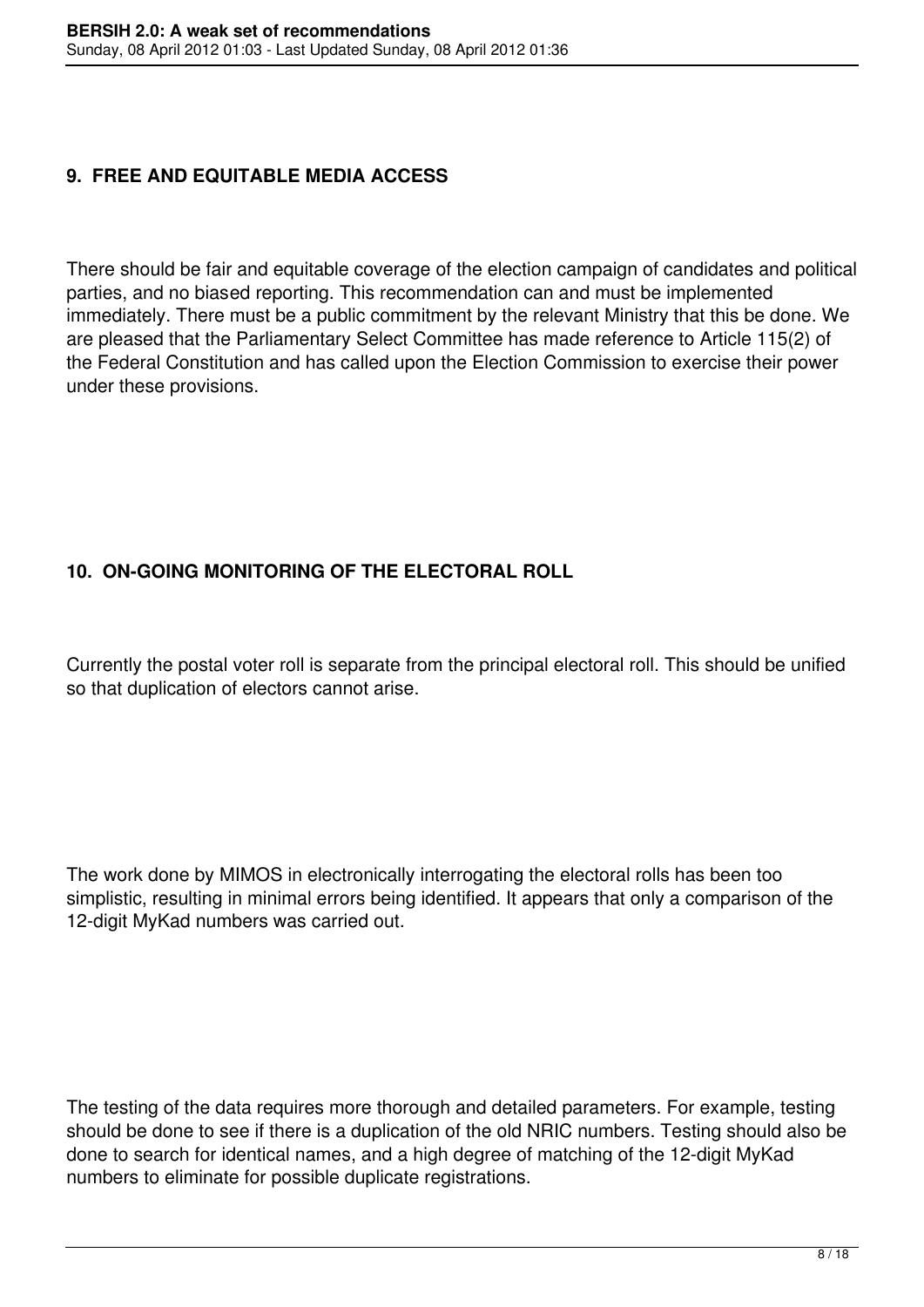## 9. FREE AND EQUITABLE MEDIA ACCESS

There should be fair and equitable coverage of the election campaign of candidates and political parties, and no biased reporting. This recommendation can and must be implemented immediately. There must be a public commitment by the relevant Ministry that this be done. We are pleased that the Parliamentary Select Committee has made reference to Article 115(2) of the Federal Constitution and has called upon the Election Commission to exercise their power under these provisions.

## 10. ON-GOING MONITORING OF THE ELECTORAL ROLL

Currently the postal voter roll is separate from the principal electoral roll. This should be unified so that duplication of electors cannot arise.

The work done by MIMOS in electronically interrogating the electoral rolls has been too simplistic, resulting in minimal errors being identified. It appears that only a comparison of the 12-digit MyKad numbers was carried out.

The testing of the data requires more thorough and detailed parameters. For example, testing should be done to see if there is a duplication of the old NRIC numbers. Testing should also be done to search for identical names, and a high degree of matching of the 12-digit MyKad numbers to eliminate for possible duplicate registrations.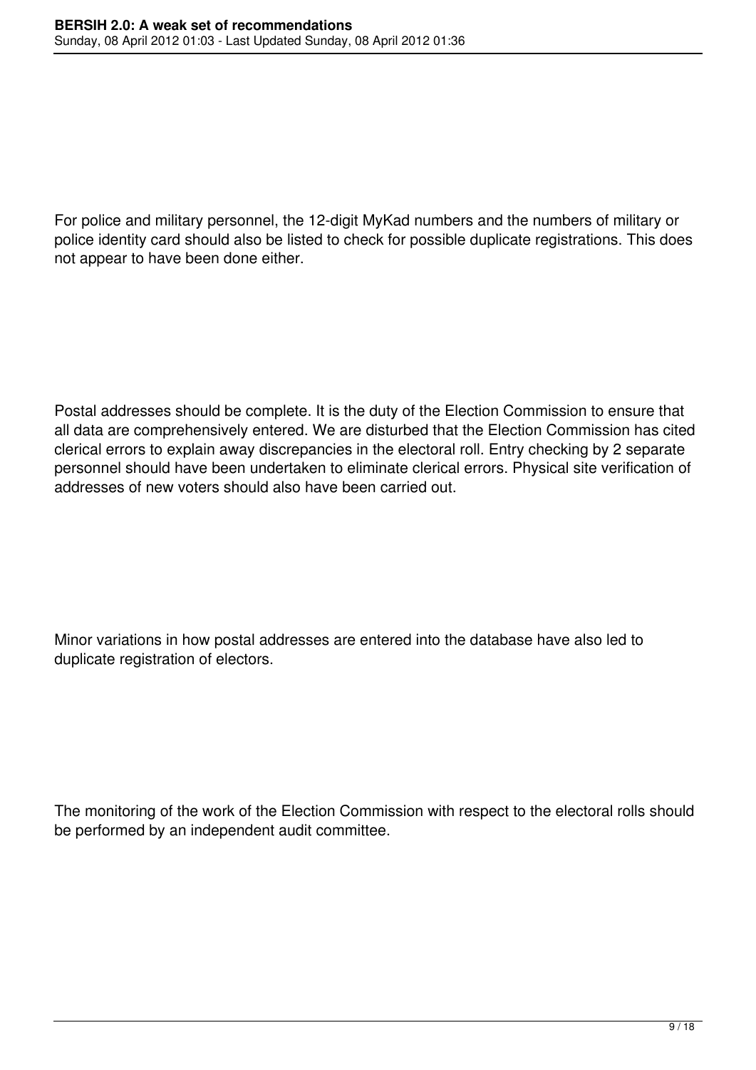For police and military personnel, the 12-digit MyKad numbers and the numbers of military or police identity card should also be listed to check for possible duplicate registrations. This does not appear to have been done either.

Postal addresses should be complete. It is the duty of the Election Commission to ensure that all data are comprehensively entered. We are disturbed that the Election Commission has cited clerical errors to explain away discrepancies in the electoral roll. Entry checking by 2 separate personnel should have been undertaken to eliminate clerical errors. Physical site verification of addresses of new voters should also have been carried out.

Minor variations in how postal addresses are entered into the database have also led to duplicate registration of electors.

The monitoring of the work of the Election Commission with respect to the electoral rolls should be performed by an independent audit committee.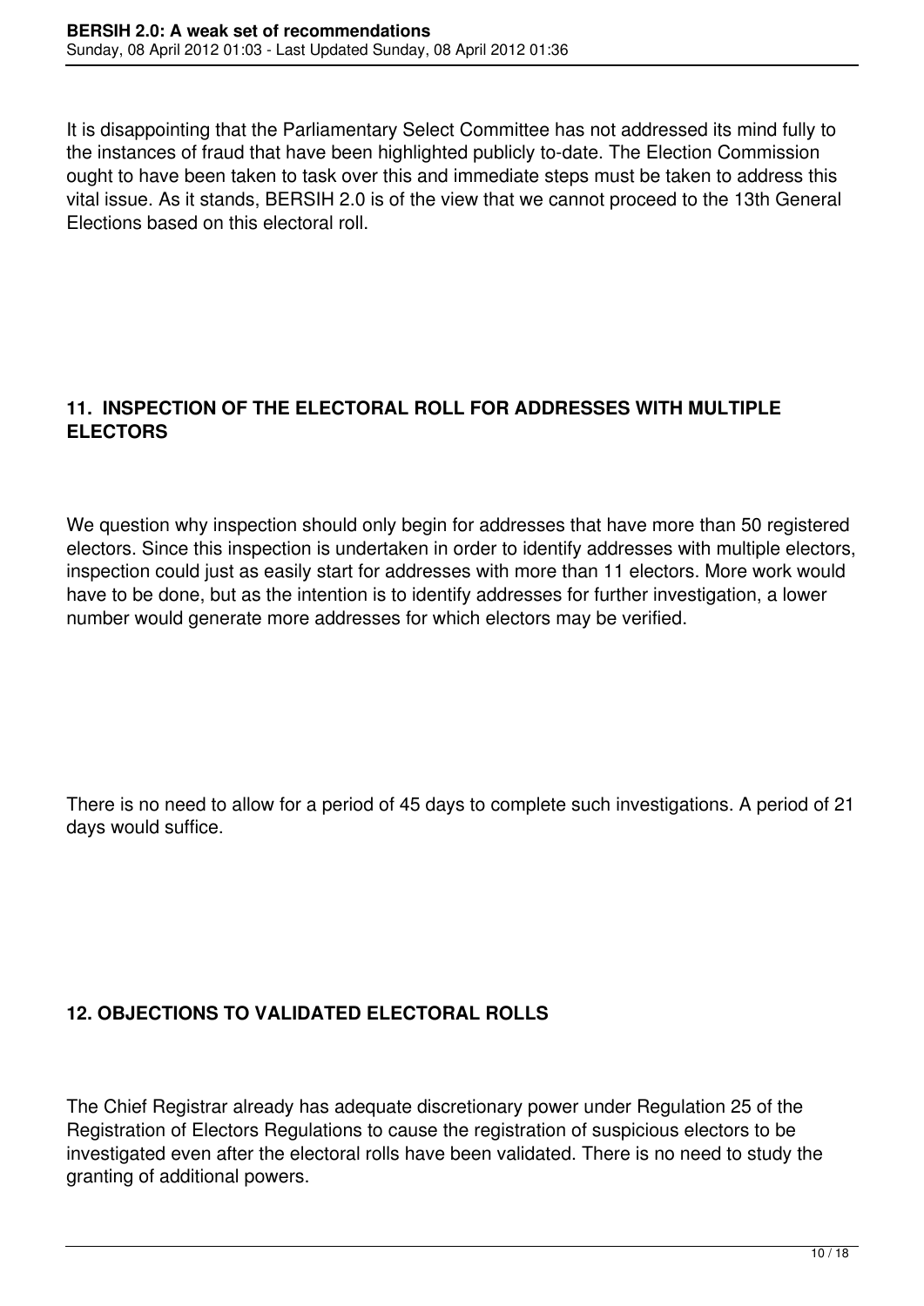It is disappointing that the Parliamentary Select Committee has not addressed its mind fully to the instances of fraud that have been highlighted publicly to-date. The Election Commission ought to have been taken to task over this and immediate steps must be taken to address this vital issue. As it stands, BERSIH 2.0 is of the view that we cannot proceed to the 13th General Elections based on this electoral roll.

## 11. INSPECTION OF THE ELECTORAL ROLL FOR ADDRESSES WITH MULTIPLE ELECTORS

We question why inspection should only begin for addresses that have more than 50 registered electors. Since this inspection is undertaken in order to identify addresses with multiple electors, inspection could just as easily start for addresses with more than 11 electors. More work would have to be done, but as the intention is to identify addresses for further investigation, a lower number would generate more addresses for which electors may be verified.

There is no need to allow for a period of 45 days to complete such investigations. A period of 21 days would suffice.

## 12. OBJECTIONS TO VALIDATED ELECTORAL ROLLS

The Chief Registrar already has adequate discretionary power under Regulation 25 of the Registration of Electors Regulations to cause the registration of suspicious electors to be investigated even after the electoral rolls have been validated. There is no need to study the granting of additional powers.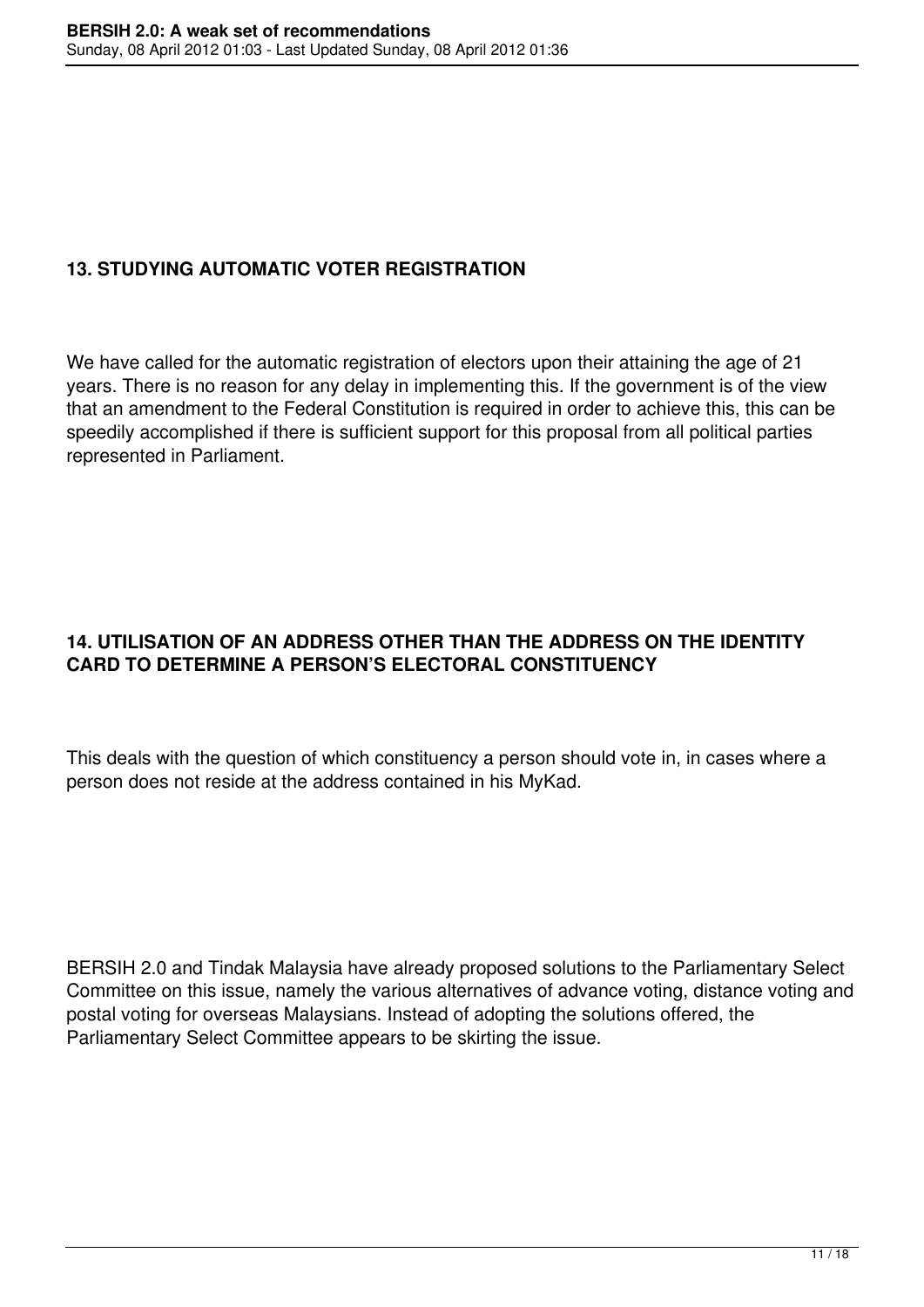### 13. STUDYING AUTOMATIC VOTER REGISTRATION

We have called for the automatic registration of electors upon their attaining the age of 21 years. There is no reason for any delay in implementing this. If the government is of the view that an amendment to the Federal Constitution is required in order to achieve this, this can be speedily accomplished if there is sufficient support for this proposal from all political parties represented in Parliament.

### 14. UTILISATION OF AN ADDRESS OTHER THAN THE ADDRESS ON THE IDENTITY CARD TO DETERMINE A PERSON'S ELECTORAL CONSTITUENCY

This deals with the question of which constituency a person should vote in, in cases where a person does not reside at the address contained in his MyKad.

BERSIH 2.0 and Tindak Malaysia have already proposed solutions to the Parliamentary Select Committee on this issue, namely the various alternatives of advance voting, distance voting and postal voting for overseas Malaysians. Instead of adopting the solutions offered, the Parliamentary Select Committee appears to be skirting the issue.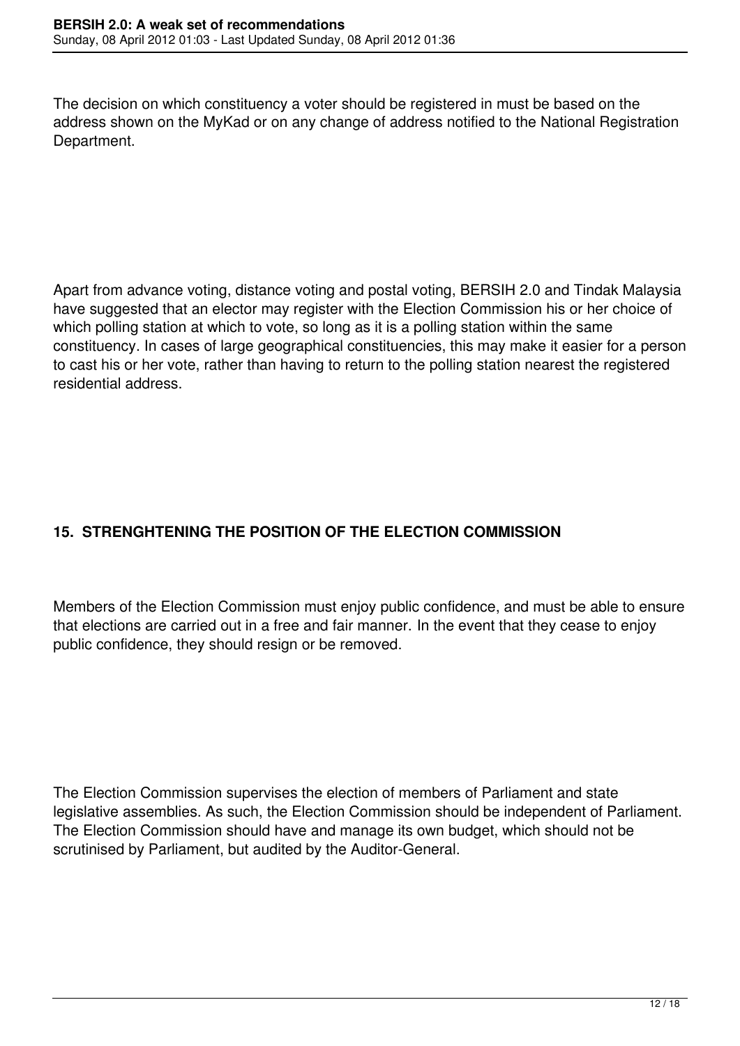The decision on which constituency a voter should be registered in must be based on the address shown on the MyKad or on any change of address notified to the National Registration Department.

Apart from advance voting, distance voting and postal voting, BERSIH 2.0 and Tindak Malaysia have suggested that an elector may register with the Election Commission his or her choice of which polling station at which to vote, so long as it is a polling station within the same constituency. In cases of large geographical constituencies, this may make it easier for a person to cast his or her vote, rather than having to return to the polling station nearest the registered residential address.

## 15. STRENGHTENING THE POSITION OF THE ELECTION COMMISSION

Members of the Election Commission must enjoy public confidence, and must be able to ensure that elections are carried out in a free and fair manner. In the event that they cease to enjoy public confidence, they should resign or be removed.

The Election Commission supervises the election of members of Parliament and state legislative assemblies. As such, the Election Commission should be independent of Parliament. The Election Commission should have and manage its own budget, which should not be scrutinised by Parliament, but audited by the Auditor-General.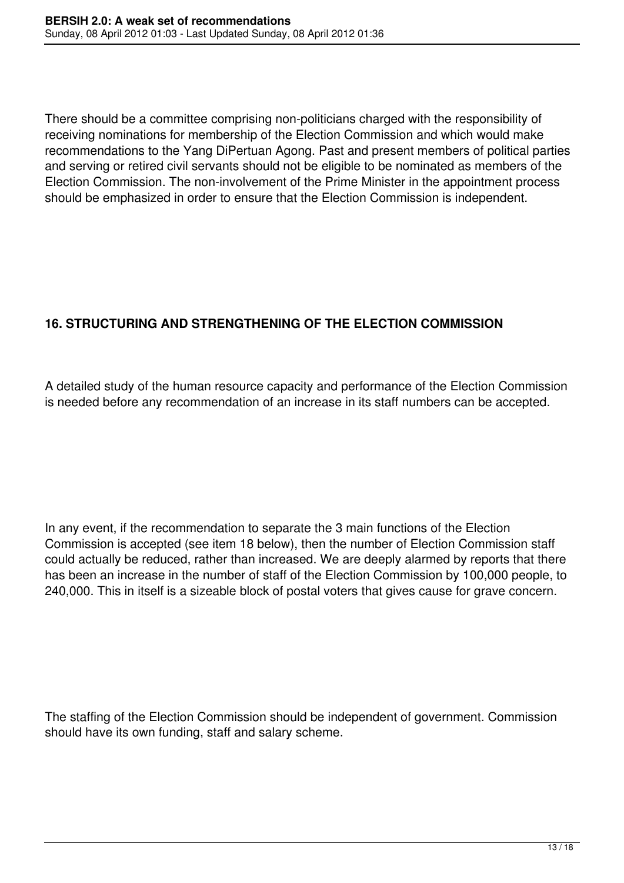There should be a committee comprising non-politicians charged with the responsibility of receiving nominations for membership of the Election Commission and which would make recommendations to the Yang DiPertuan Agong. Past and present members of political parties and serving or retired civil servants should not be eligible to be nominated as members of the Election Commission. The non-involvement of the Prime Minister in the appointment process should be emphasized in order to ensure that the Election Commission is independent.

## 16. STRUCTURING AND STRENGTHENING OF THE ELECTION COMMISSION

A detailed study of the human resource capacity and performance of the Election Commission is needed before any recommendation of an increase in its staff numbers can be accepted.

In any event, if the recommendation to separate the 3 main functions of the Election Commission is accepted (see item 18 below), then the number of Election Commission staff could actually be reduced, rather than increased. We are deeply alarmed by reports that there has been an increase in the number of staff of the Election Commission by 100,000 people, to 240,000. This in itself is a sizeable block of postal voters that gives cause for grave concern.

The staffing of the Election Commission should be independent of government. Commission should have its own funding, staff and salary scheme.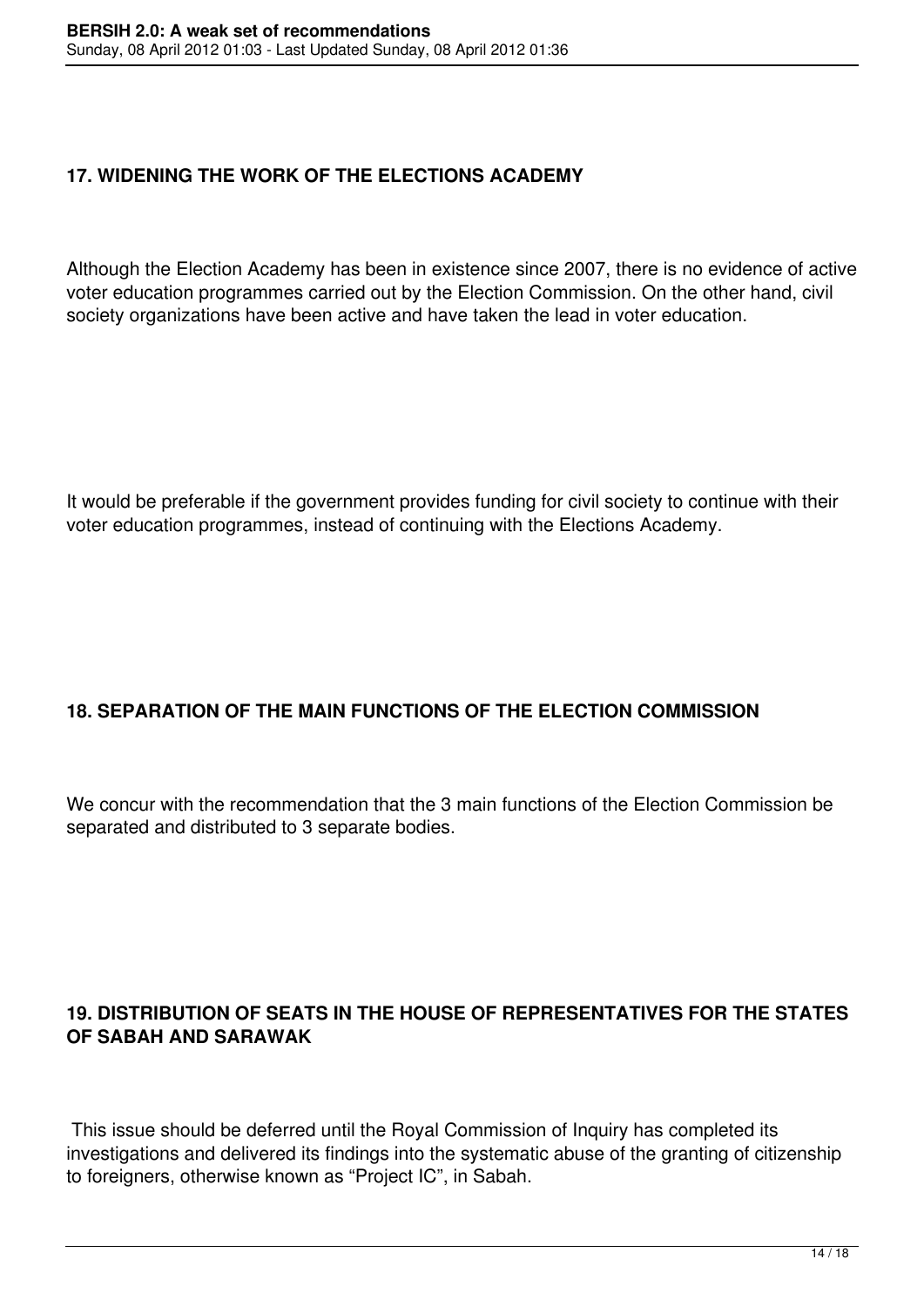### 17. WIDENING THE WORK OF THE ELECTIONS ACADEMY

Although the Election Academy has been in existence since 2007, there is no evidence of active voter education programmes carried out by the Election Commission. On the other hand, civil society organizations have been active and have taken the lead in voter education.

It would be preferable if the government provides funding for civil society to continue with their voter education programmes, instead of continuing with the Elections Academy.

### 18. SEPARATION OF THE MAIN FUNCTIONS OF THE ELECTION COMMISSION

We concur with the recommendation that the 3 main functions of the Election Commission be separated and distributed to 3 separate bodies.

### 19. DISTRIBUTION OF SEATS IN THE HOUSE OF REPRESENTATIVES FOR THE STATES OF SABAH AND SARAWAK

This issue should be deferred until the Royal Commission of Inquiry has completed its investigations and delivered its findings into the systematic abuse of the granting of citizenship to foreigners, otherwise known as "Project IC", in Sabah.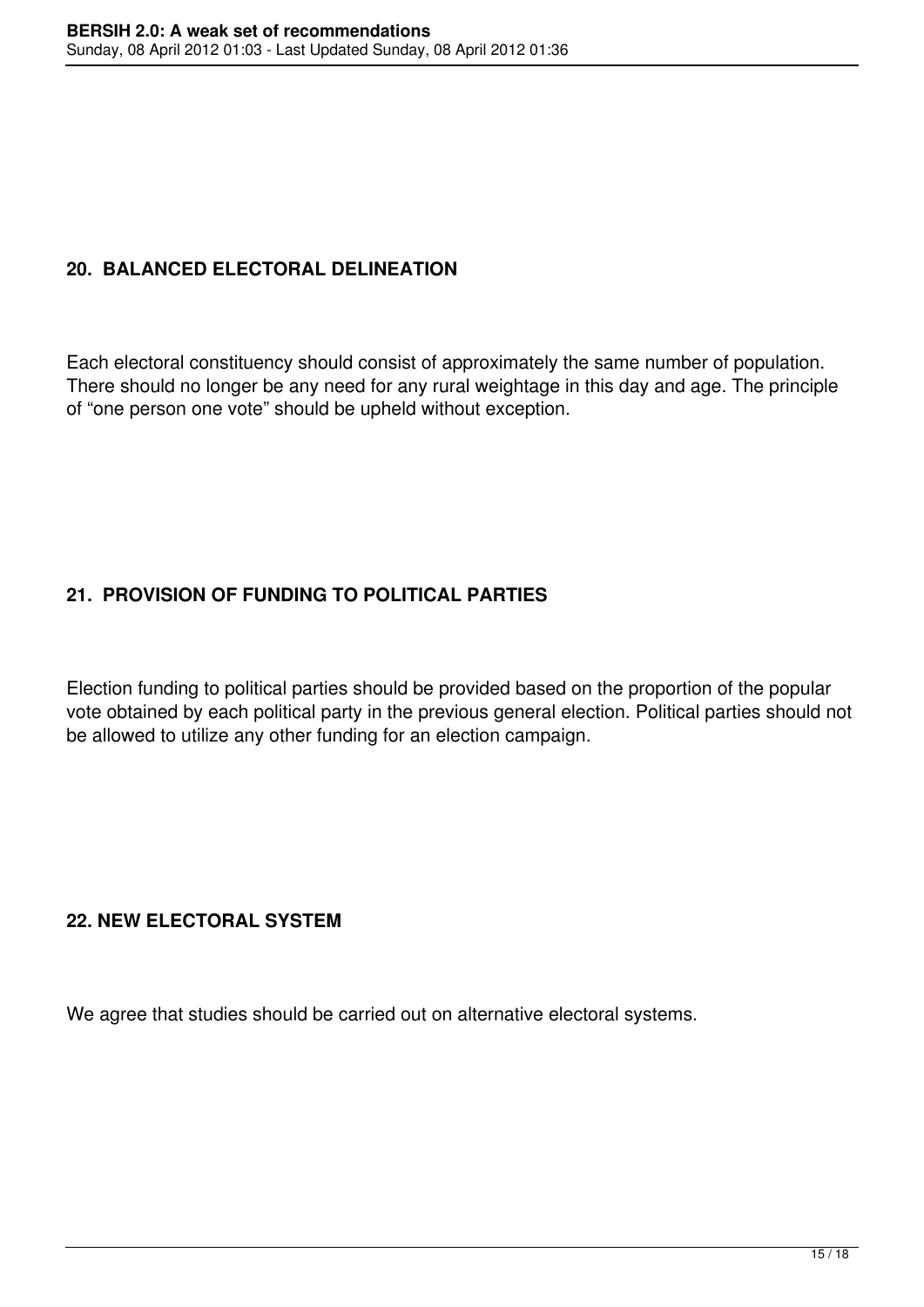## 20. BALANCED ELECTORAL DELINEATION

Each electoral constituency should consist of approximately the same number of population. There should no longer be any need for any rural weightage in this day and age. The principle of “one person one vote” should be upheld without exception.

## 21. PROVISION OF FUNDING TO POLITICAL PARTIES

Election funding to political parties should be provided based on the proportion of the popular vote obtained by each political party in the previous general election. Political parties should not be allowed to utilize any other funding for an election campaign.

## 22. NEW ELECTORAL SYSTEM

We agree that studies should be carried out on alternative electoral systems.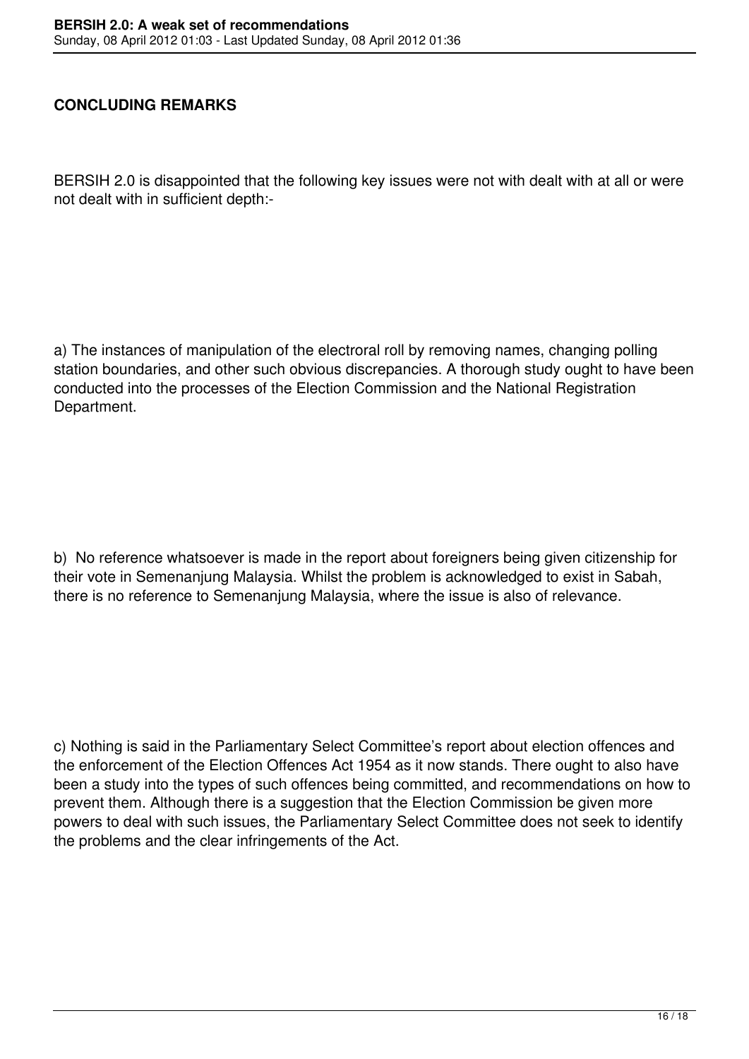**CONCLUDING REMARKS**

BERSIH 2.0 is disappointed that the following key issues were not with dealt with at all or were not dealt with in sufficient depth:-

a) The instances of manipulation of the electroral roll by removing names, changing polling station boundaries, and other such obvious discrepancies. A thorough study ought to have been conducted into the processes of the Election Commission and the National Registration Department.

b) No reference whatsoever is made in the report about foreigners being given citizenship for their vote in Semenanjung Malaysia. Whilst the problem is acknowledged to exist in Sabah, there is no reference to Semenanjung Malaysia, where the issue is also of relevance.

c) Nothing is said in the Parliamentary Select Committee's report about election offences and the enforcement of the Election Offences Act 1954 as it now stands. There ought to also have been a study into the types of such offences being committed, and recommendations on how to prevent them. Although there is a suggestion that the Election Commission be given more powers to deal with such issues, the Parliamentary Select Committee does not seek to identify the problems and the clear infringements of the Act.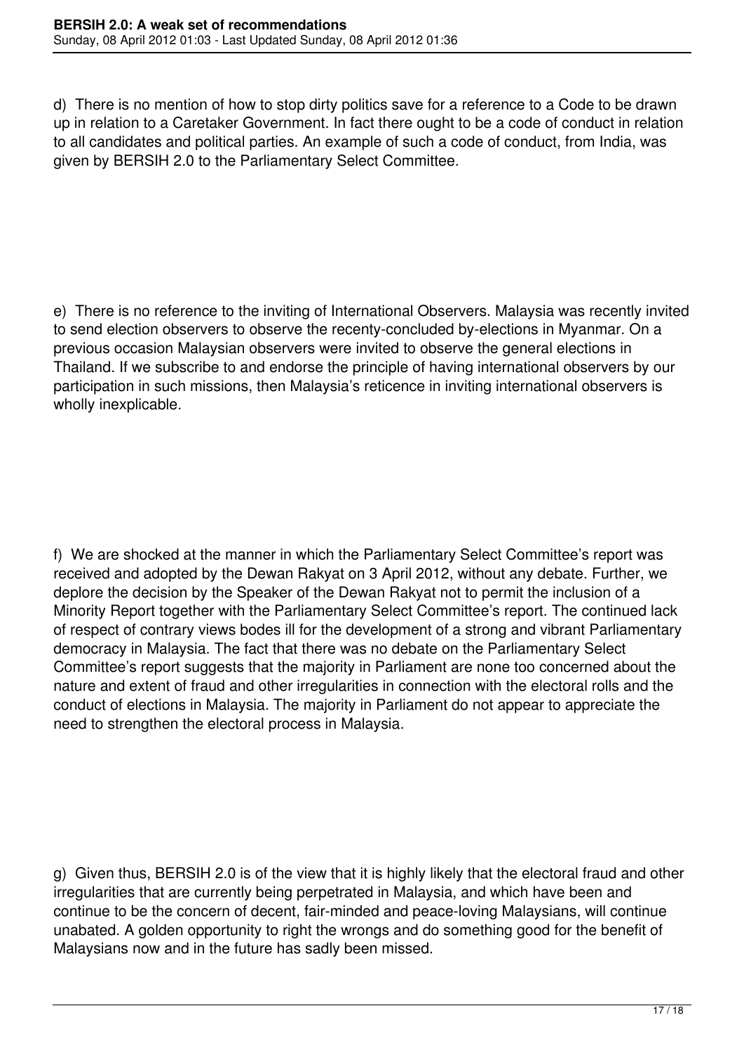d) There is no mention of how to stop dirty politics save for a reference to a Code to be drawn up in relation to a Caretaker Government. In fact there ought to be a code of conduct in relation to all candidates and political parties. An example of such a code of conduct, from India, was given by BERSIH 2.0 to the Parliamentary Select Committee.

e) There is no reference to the inviting of International Observers. Malaysia was recently invited to send election observers to observe the recenty-concluded by-elections in Myanmar. On a previous occasion Malaysian observers were invited to observe the general elections in Thailand. If we subscribe to and endorse the principle of having international observers by our participation in such missions, then Malaysia's reticence in inviting international observers is wholly inexplicable.

f) We are shocked at the manner in which the Parliamentary Select Committee's report was received and adopted by the Dewan Rakyat on 3 April 2012, without any debate. Further, we deplore the decision by the Speaker of the Dewan Rakyat not to permit the inclusion of a Minority Report together with the Parliamentary Select Committee's report. The continued lack of respect of contrary views bodes ill for the development of a strong and vibrant Parliamentary democracy in Malaysia. The fact that there was no debate on the Parliamentary Select Committee's report suggests that the majority in Parliament are none too concerned about the nature and extent of fraud and other irregularities in connection with the electoral rolls and the conduct of elections in Malaysia. The majority in Parliament do not appear to appreciate the need to strengthen the electoral process in Malaysia.

g) Given thus, BERSIH 2.0 is of the view that it is highly likely that the electoral fraud and other irregularities that are currently being perpetrated in Malaysia, and which have been and continue to be the concern of decent, fair-minded and peace-loving Malaysians, will continue unabated. A golden opportunity to right the wrongs and do something good for the benefit of Malaysians now and in the future has sadly been missed.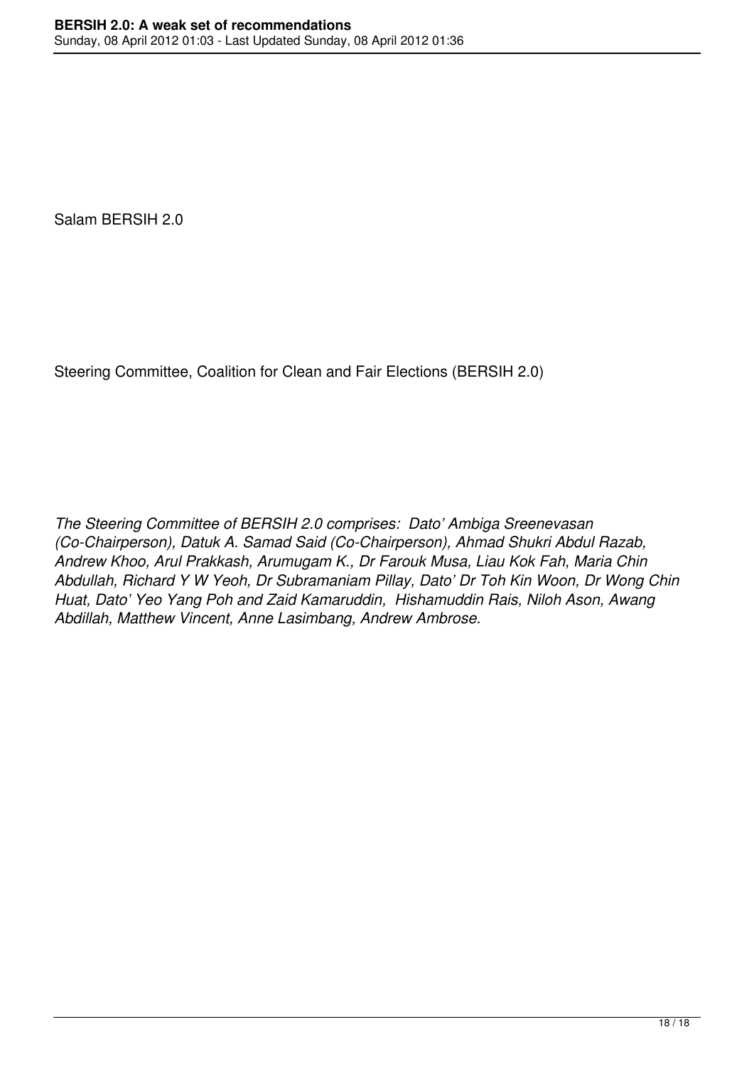Salam BERSIH 2.0

Steering Committee, Coalition for Clean and Fair Elections (BERSIH 2.0)

*The Steering Committee of BERSIH 2.0 comprises: Dato' Ambiga Sreenevasan (Co-Chairperson), Datuk A. Samad Said (Co-Chairperson), Ahmad Shukri Abdul Razab, Andrew Khoo, Arul Prakkash, Arumugam K., Dr Farouk Musa, Liau Kok Fah, Maria Chin Abdullah, Richard Y W Yeoh, Dr Subramaniam Pillay, Dato' Dr Toh Kin Woon, Dr Wong Chin Huat, Dato' Yeo Yang Poh and Zaid Kamaruddin, Hishamuddin Rais, Niloh Ason, Awang Abdillah, Matthew Vincent, Anne Lasimbang, Andrew Ambrose.*